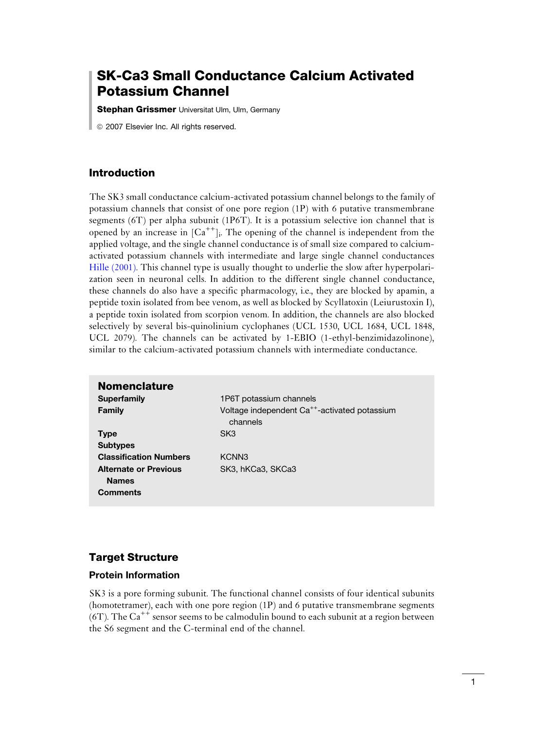# SK-Ca3 Small Conductance Calcium Activated Potassium Channel

**Stephan Grissmer** Universitat Ulm, Ulm, Germany

© 2007 Elsevier Inc. All rights reserved.

## Introduction

The SK3 small conductance calcium-activated potassium channel belongs to the family of potassium channels that consist of one pore region (1P) with 6 putative transmembrane segments (6T) per alpha subunit (1P6T). It is a potassium selective ion channel that is opened by an increase in $[Ca^{++}]_i$. The opening of the channel is independent from the applied voltage, and the single channel conductance is of small size compared to calcium-activated potassium channels with intermediate and large single channel conductances Hille (2001). This channel type is usually thought to underlie the slow after hyperpolarization seen in neuronal cells. In addition to the different single channel conductance, these channels do also have a specific pharmacology, i.e., they are blocked by apamin, a peptide toxin isolated from bee venom, as well as blocked by Scyllatoxin (Leiurustoxin I), a peptide toxin isolated from scorpion venom. In addition, the channels are also blocked selectively by several bis-quinolinium cyclophanes (UCL 1530, UCL 1684, UCL 1848, UCL 2079). The channels can be activated by 1-EBIO (1-ethyl-benzimidazolinone), similar to the calcium-activated potassium channels with intermediate conductance.

## Nomenclature

| | |
|---|---|
| **Superfamily** | 1P6T potassium channels |
| **Family** | Voltage independent $Ca^{++}$-activated potassium channels |
| **Type** | SK3 |
| **Subtypes** | |
| **Classification Numbers** | KCNN3 |
| **Alternate or Previous Names** | SK3, hKCa3, SKCa3 |
| **Comments** | |

## Target Structure

### Protein Information

SK3 is a pore forming subunit. The functional channel consists of four identical subunits (homotetramer), each with one pore region (1P) and 6 putative transmembrane segments (6T). The $Ca^{++}$ sensor seems to be calmodulin bound to each subunit at a region between the S6 segment and the C-terminal end of the channel.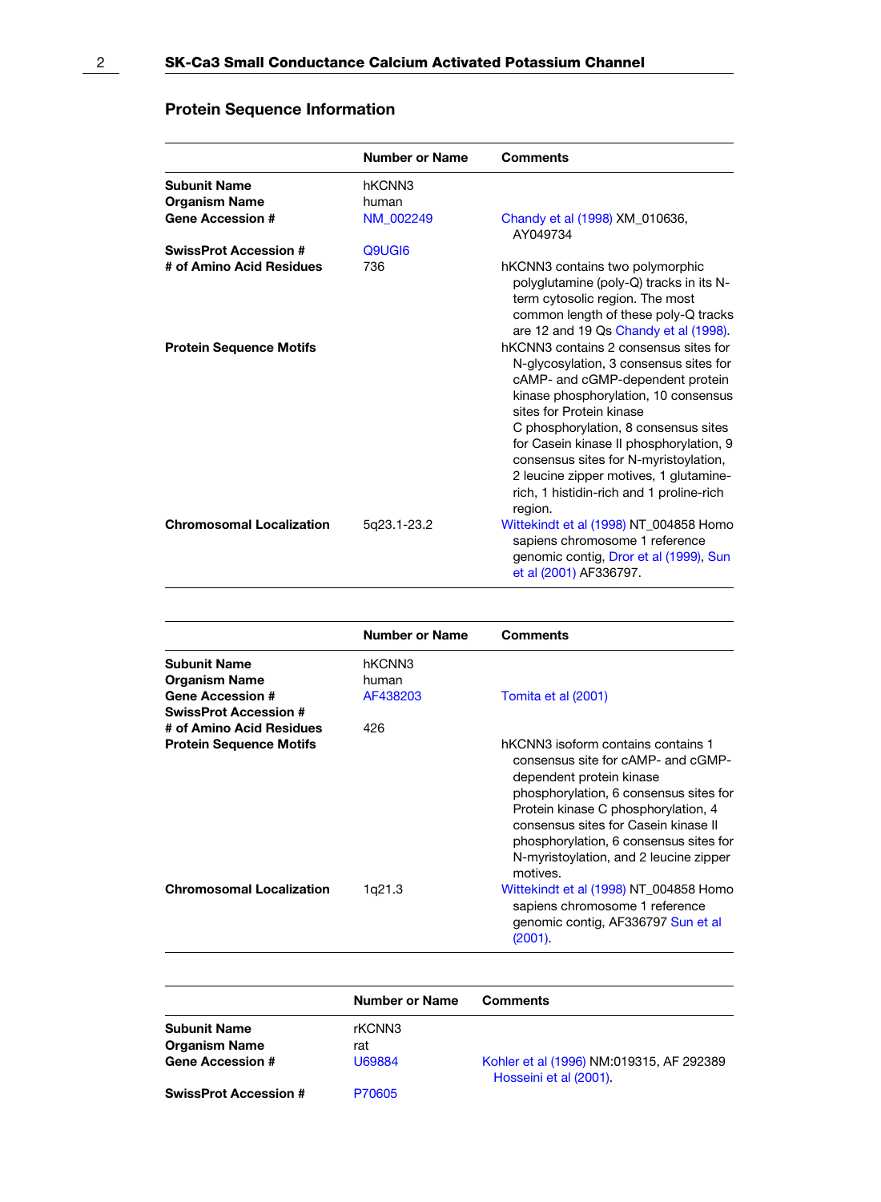## Protein Sequence Information

| | Number or Name | Comments |
|---|---|---|
| **Subunit Name** | hKCNN3 | |
| **Organism Name** | human | |
| **Gene Accession #** | NM_002249 | Chandy et al (1998) XM_010636, AY049734 |
| **SwissProt Accession #** | Q9UGI6 | |
| **# of Amino Acid Residues** | 736 | hKCNN3 contains two polymorphic polyglutamine (poly-Q) tracks in its N-term cytosolic region. The most common length of these poly-Q tracks are 12 and 19 Qs Chandy et al (1998). |
| **Protein Sequence Motifs** | | hKCNN3 contains 2 consensus sites for N-glycosylation, 3 consensus sites for cAMP- and cGMP-dependent protein kinase phosphorylation, 10 consensus sites for Protein kinase C phosphorylation, 8 consensus sites for Casein kinase II phosphorylation, 9 consensus sites for N-myristoylation, 2 leucine zipper motives, 1 glutamine-rich, 1 histidin-rich and 1 proline-rich region. |
| **Chromosomal Localization** | 5q23.1-23.2 | Wittekindt et al (1998) NT_004858 Homo sapiens chromosome 1 reference genomic contig, Dror et al (1999), Sun et al (2001) AF336797. |

| | Number or Name | Comments |
|---|---|---|
| **Subunit Name** | hKCNN3 | |
| **Organism Name** | human | |
| **Gene Accession #** | AF438203 | Tomita et al (2001) |
| **SwissProt Accession #** | | |
| **# of Amino Acid Residues** | 426 | |
| **Protein Sequence Motifs** | | hKCNN3 isoform contains contains 1 consensus site for cAMP- and cGMP-dependent protein kinase phosphorylation, 6 consensus sites for Protein kinase C phosphorylation, 4 consensus sites for Casein kinase II phosphorylation, 6 consensus sites for N-myristoylation, and 2 leucine zipper motives. |
| **Chromosomal Localization** | 1q21.3 | Wittekindt et al (1998) NT_004858 Homo sapiens chromosome 1 reference genomic contig, AF336797 Sun et al (2001). |

| | Number or Name | Comments |
|---|---|---|
| **Subunit Name** | rKCNN3 | |
| **Organism Name** | rat | |
| **Gene Accession #** | U69884 | Kohler et al (1996) NM:019315, AF 292389 Hosseini et al (2001). |
| **SwissProt Accession #** | P70605 | |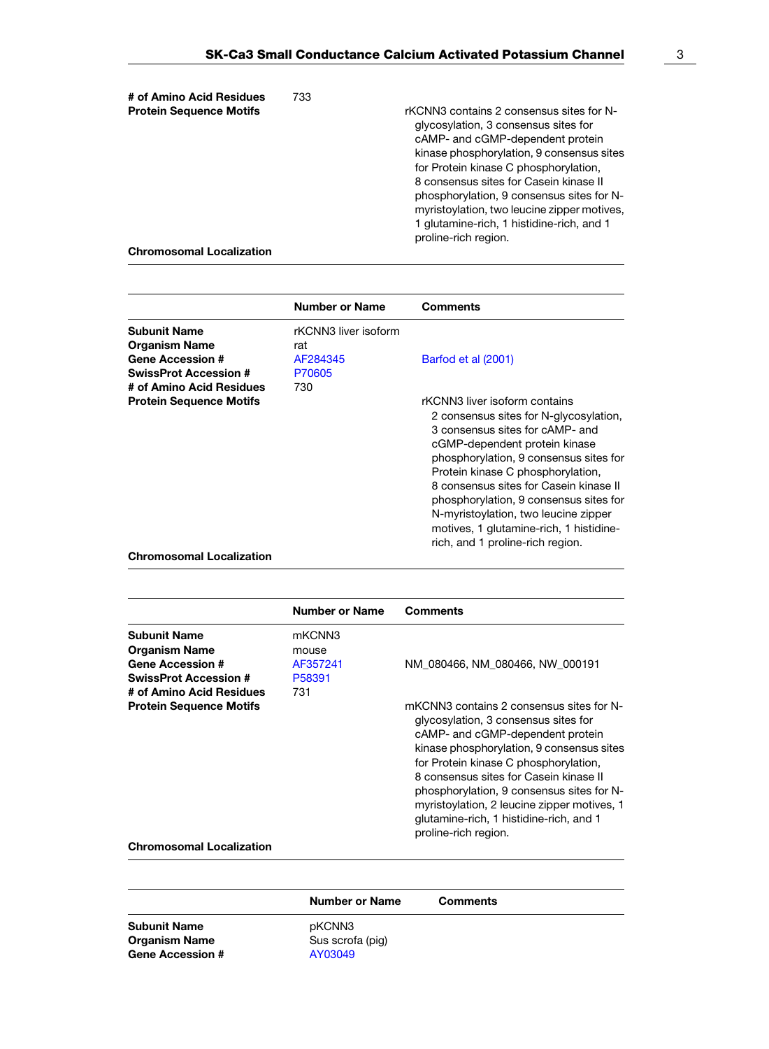| | | |
|---|---|---|
| **# of Amino Acid Residues** | 733 | |
| **Protein Sequence Motifs** | | rKCNN3 contains 2 consensus sites for N-glycosylation, 3 consensus sites for cAMP- and cGMP-dependent protein kinase phosphorylation, 9 consensus sites for Protein kinase C phosphorylation, 8 consensus sites for Casein kinase II phosphorylation, 9 consensus sites for N-myristoylation, two leucine zipper motives, 1 glutamine-rich, 1 histidine-rich, and 1 proline-rich region. |
| **Chromosomal Localization** | | |

| | Number or Name | Comments |
|---|---|---|
| **Subunit Name** | rKCNN3 liver isoform | |
| **Organism Name** | rat | |
| **Gene Accession #** | AF284345 | Barfod et al (2001) |
| **SwissProt Accession #** | P70605 | |
| **# of Amino Acid Residues** | 730 | |
| **Protein Sequence Motifs** | | rKCNN3 liver isoform contains 2 consensus sites for N-glycosylation, 3 consensus sites for cAMP- and cGMP-dependent protein kinase phosphorylation, 9 consensus sites for Protein kinase C phosphorylation, 8 consensus sites for Casein kinase II phosphorylation, 9 consensus sites for N-myristoylation, two leucine zipper motives, 1 glutamine-rich, 1 histidine-rich, and 1 proline-rich region. |
| **Chromosomal Localization** | | |

| | Number or Name | Comments |
|---|---|---|
| **Subunit Name** | mKCNN3 | |
| **Organism Name** | mouse | |
| **Gene Accession #** | AF357241 | NM_080466, NM_080466, NW_000191 |
| **SwissProt Accession #** | P58391 | |
| **# of Amino Acid Residues** | 731 | |
| **Protein Sequence Motifs** | | mKCNN3 contains 2 consensus sites for N-glycosylation, 3 consensus sites for cAMP- and cGMP-dependent protein kinase phosphorylation, 9 consensus sites for Protein kinase C phosphorylation, 8 consensus sites for Casein kinase II phosphorylation, 9 consensus sites for N-myristoylation, 2 leucine zipper motives, 1 glutamine-rich, 1 histidine-rich, and 1 proline-rich region. |
| **Chromosomal Localization** | | |

| | Number or Name | Comments |
|---|---|---|
| **Subunit Name** | pKCNN3 | |
| **Organism Name** | Sus scrofa (pig) | |
| **Gene Accession #** | AY03049 | |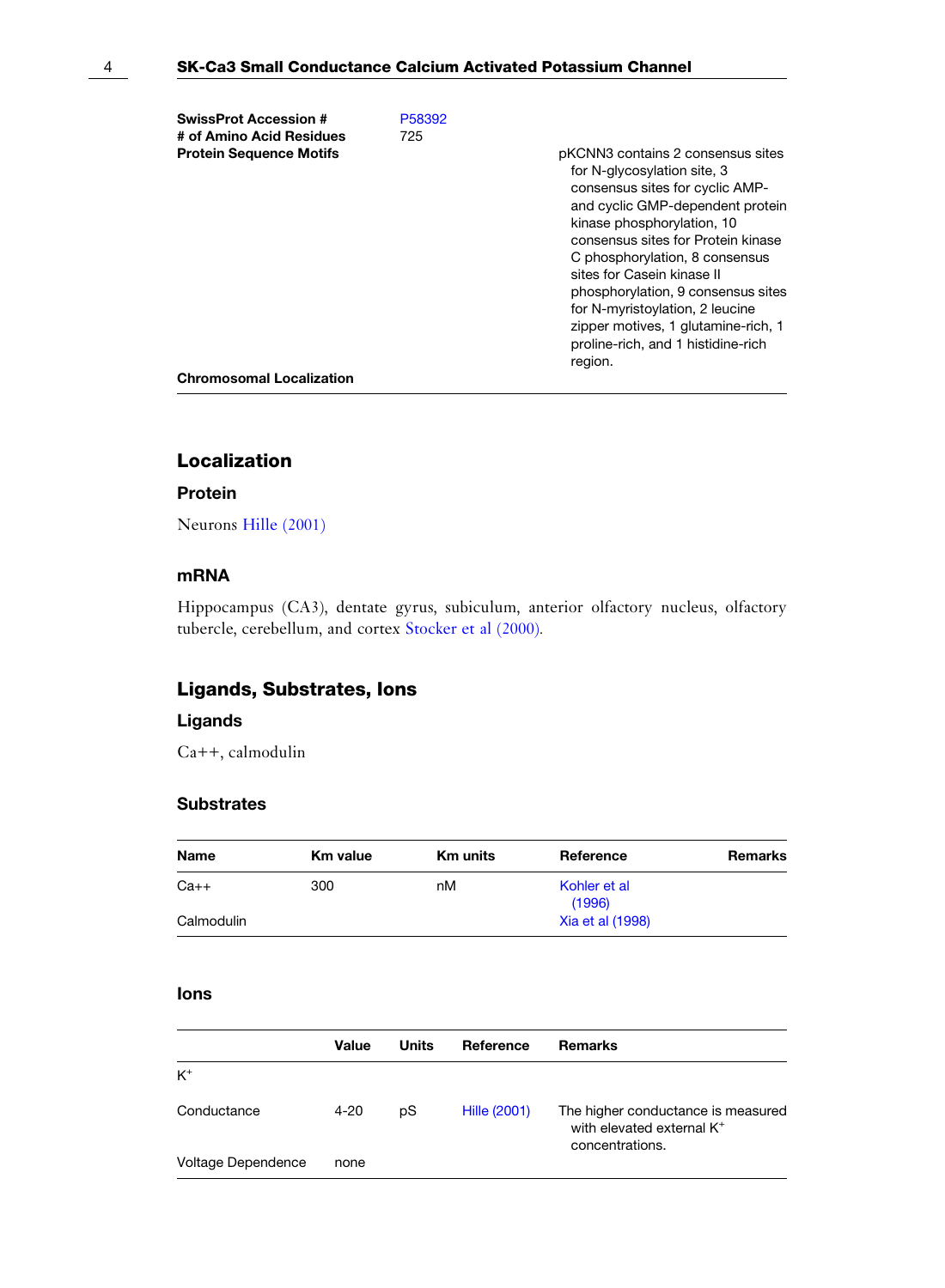| | | |
|---|---|---|
| **SwissProt Accession #** | P58392 | |
| **# of Amino Acid Residues** | 725 | |
| **Protein Sequence Motifs** | | pKCNN3 contains 2 consensus sites for N-glycosylation site, 3 consensus sites for cyclic AMP- and cyclic GMP-dependent protein kinase phosphorylation, 10 consensus sites for Protein kinase C phosphorylation, 8 consensus sites for Casein kinase II phosphorylation, 9 consensus sites for N-myristoylation, 2 leucine zipper motives, 1 glutamine-rich, 1 proline-rich, and 1 histidine-rich region. |
| **Chromosomal Localization** | | |

## Localization

### Protein

Neurons Hille (2001)

### mRNA

Hippocampus (CA3), dentate gyrus, subiculum, anterior olfactory nucleus, olfactory tubercle, cerebellum, and cortex Stocker et al (2000).

## Ligands, Substrates, Ions

### Ligands

Ca++, calmodulin

### Substrates

| Name | Km value | Km units | Reference | Remarks |
|---|---|---|---|---|
| Ca++ | 300 | nM | Kohler et al (1996) | |
| Calmodulin | | | Xia et al (1998) | |

### Ions

| | Value | Units | Reference | Remarks |
|---|---|---|---|---|
| $K^+$ | | | | |
| Conductance | 4-20 | pS | Hille (2001) | The higher conductance is measured with elevated external $K^+$ concentrations. |
| Voltage Dependence | none | | | |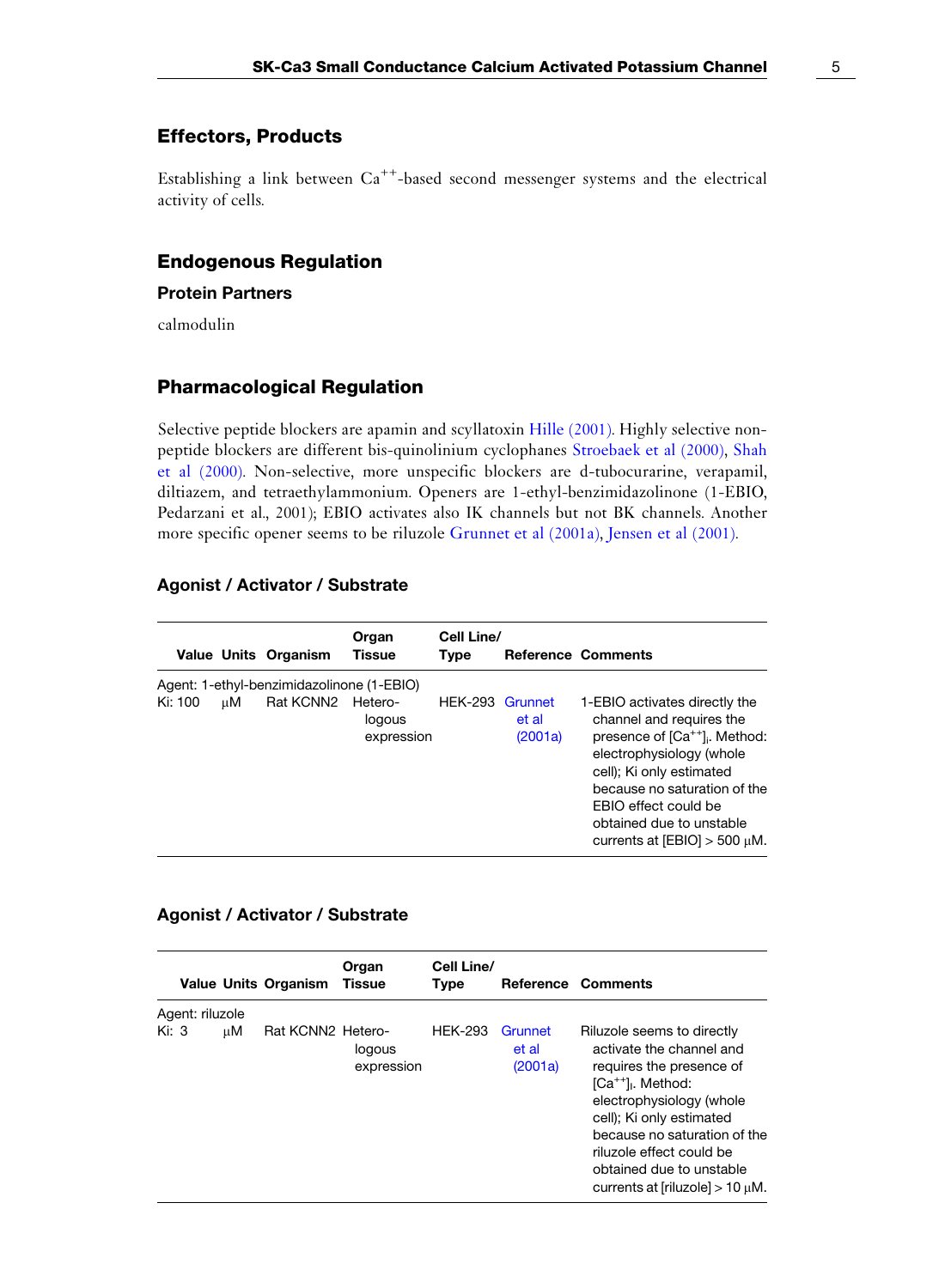## Effectors, Products

Establishing a link between $Ca^{++}$-based second messenger systems and the electrical activity of cells.

## Endogenous Regulation

### Protein Partners

calmodulin

## Pharmacological Regulation

Selective peptide blockers are apamin and scyllatoxin Hille (2001). Highly selective non-peptide blockers are different bis-quinolinium cyclophanes Stroebaek et al (2000), Shah et al (2000). Non-selective, more unspecific blockers are d-tubocurarine, verapamil, diltiazem, and tetraethylammonium. Openers are 1-ethyl-benzimidazolinone (1-EBIO, Pedarzani et al., 2001); EBIO activates also IK channels but not BK channels. Another more specific opener seems to be riluzole Grunnet et al (2001a), Jensen et al (2001).

### Agonist / Activator / Substrate

| Value | Units | Organism | Organ Tissue | Cell Line/ Type | Reference | Comments |
|---|---|---|---|---|---|---|
| Agent: 1-ethyl-benzimidazolinone (1-EBIO) | | | | | | |
| Ki: 100 | μM | Rat KCNN2 | Heterologous expression | HEK-293 | Grunnet et al (2001a) | 1-EBIO activates directly the channel and requires the presence of $[Ca^{++}]_i$. Method: electrophysiology (whole cell); Ki only estimated because no saturation of the EBIO effect could be obtained due to unstable currents at [EBIO] > 500 μM. |

### Agonist / Activator / Substrate

| Value | Units | Organism | Organ Tissue | Cell Line/ Type | Reference | Comments |
|---|---|---|---|---|---|---|
| Agent: riluzole | | | | | | |
| Ki: 3 | μM | Rat KCNN2 | Heterologous expression | HEK-293 | Grunnet et al (2001a) | Riluzole seems to directly activate the channel and requires the presence of $[Ca^{++}]_i$. Method: electrophysiology (whole cell); Ki only estimated because no saturation of the riluzole effect could be obtained due to unstable currents at [riluzole] > 10 μM. |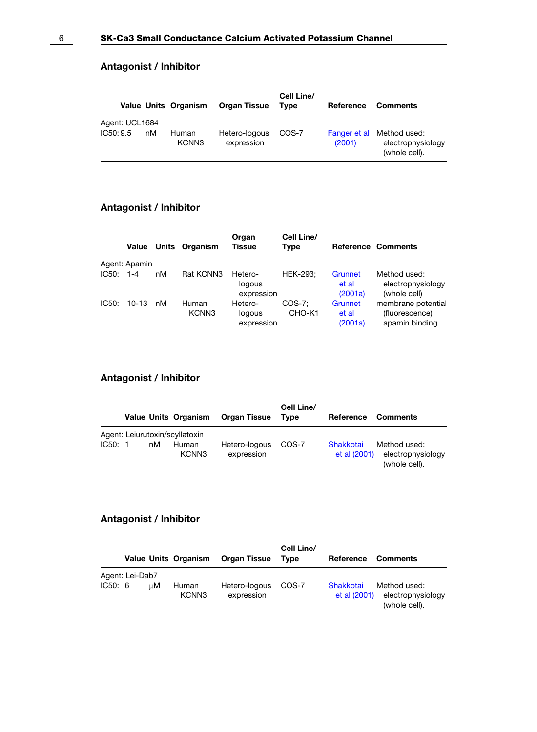## Antagonist / Inhibitor

| Value | Units | Organism | Organ Tissue | Cell Line/ Type | Reference | Comments |
|---|---|---|---|---|---|---|
| Agent: UCL1684 | | | | | | |
| IC50: 9.5 | nM | Human KCNN3 | Hetero-logous expression | COS-7 | Fanger et al (2001) | Method used: electrophysiology (whole cell). |

## Antagonist / Inhibitor

| Value | Units | Organism | Organ Tissue | Cell Line/ Type | Reference | Comments |
|---|---|---|---|---|---|---|
| Agent: Apamin | | | | | | |
| IC50: 1-4 | nM | Rat KCNN3 | Hetero-logous expression | HEK-293; | Grunnet et al (2001a) | Method used: electrophysiology (whole cell) |
| IC50: 10-13 | nM | Human KCNN3 | Hetero-logous expression | COS-7; CHO-K1 | Grunnet et al (2001a) | membrane potential (fluorescence) apamin binding |

## Antagonist / Inhibitor

| Value | Units | Organism | Organ Tissue | Cell Line/ Type | Reference | Comments |
|---|---|---|---|---|---|---|
| Agent: Leiurutoxin/scyllatoxin | | | | | | |
| IC50: 1 | nM | Human KCNN3 | Hetero-logous expression | COS-7 | Shakkotai et al (2001) | Method used: electrophysiology (whole cell). |

## Antagonist / Inhibitor

| Value | Units | Organism | Organ Tissue | Cell Line/ Type | Reference | Comments |
|---|---|---|---|---|---|---|
| Agent: Lei-Dab7 | | | | | | |
| IC50: 6 | μM | Human KCNN3 | Hetero-logous expression | COS-7 | Shakkotai et al (2001) | Method used: electrophysiology (whole cell). |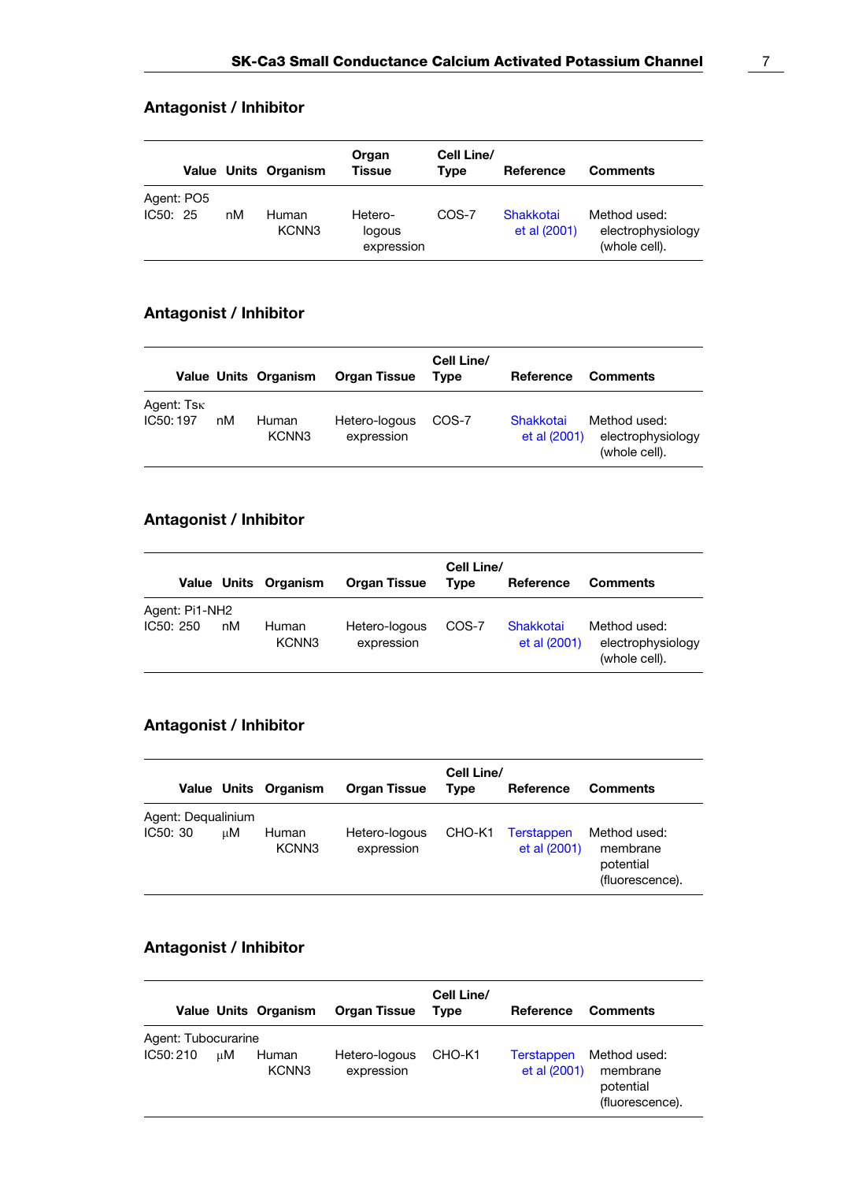## Antagonist / Inhibitor

| Value | Units | Organism | Organ Tissue | Cell Line/ Type | Reference | Comments |
|---|---|---|---|---|---|---|
| Agent: PO5 | | | | | | |
| IC50: 25 | nM | Human KCNN3 | Hetero-logous expression | COS-7 | Shakkotai et al (2001) | Method used: electrophysiology (whole cell). |

## Antagonist / Inhibitor

| Value | Units | Organism | Organ Tissue | Cell Line/ Type | Reference | Comments |
|---|---|---|---|---|---|---|
| Agent: Tsκ | | | | | | |
| IC50: 197 | nM | Human KCNN3 | Hetero-logous expression | COS-7 | Shakkotai et al (2001) | Method used: electrophysiology (whole cell). |

## Antagonist / Inhibitor

| Value | Units | Organism | Organ Tissue | Cell Line/ Type | Reference | Comments |
|---|---|---|---|---|---|---|
| Agent: Pi1-NH2 | | | | | | |
| IC50: 250 | nM | Human KCNN3 | Hetero-logous expression | COS-7 | Shakkotai et al (2001) | Method used: electrophysiology (whole cell). |

## Antagonist / Inhibitor

| Value | Units | Organism | Organ Tissue | Cell Line/ Type | Reference | Comments |
|---|---|---|---|---|---|---|
| Agent: Dequalinium | | | | | | |
| IC50: 30 | μM | Human KCNN3 | Hetero-logous expression | CHO-K1 | Terstappen et al (2001) | Method used: membrane potential (fluorescence). |

## Antagonist / Inhibitor

| Value | Units | Organism | Organ Tissue | Cell Line/ Type | Reference | Comments |
|---|---|---|---|---|---|---|
| Agent: Tubocurarine | | | | | | |
| IC50: 210 | μM | Human KCNN3 | Hetero-logous expression | CHO-K1 | Terstappen et al (2001) | Method used: membrane potential (fluorescence). |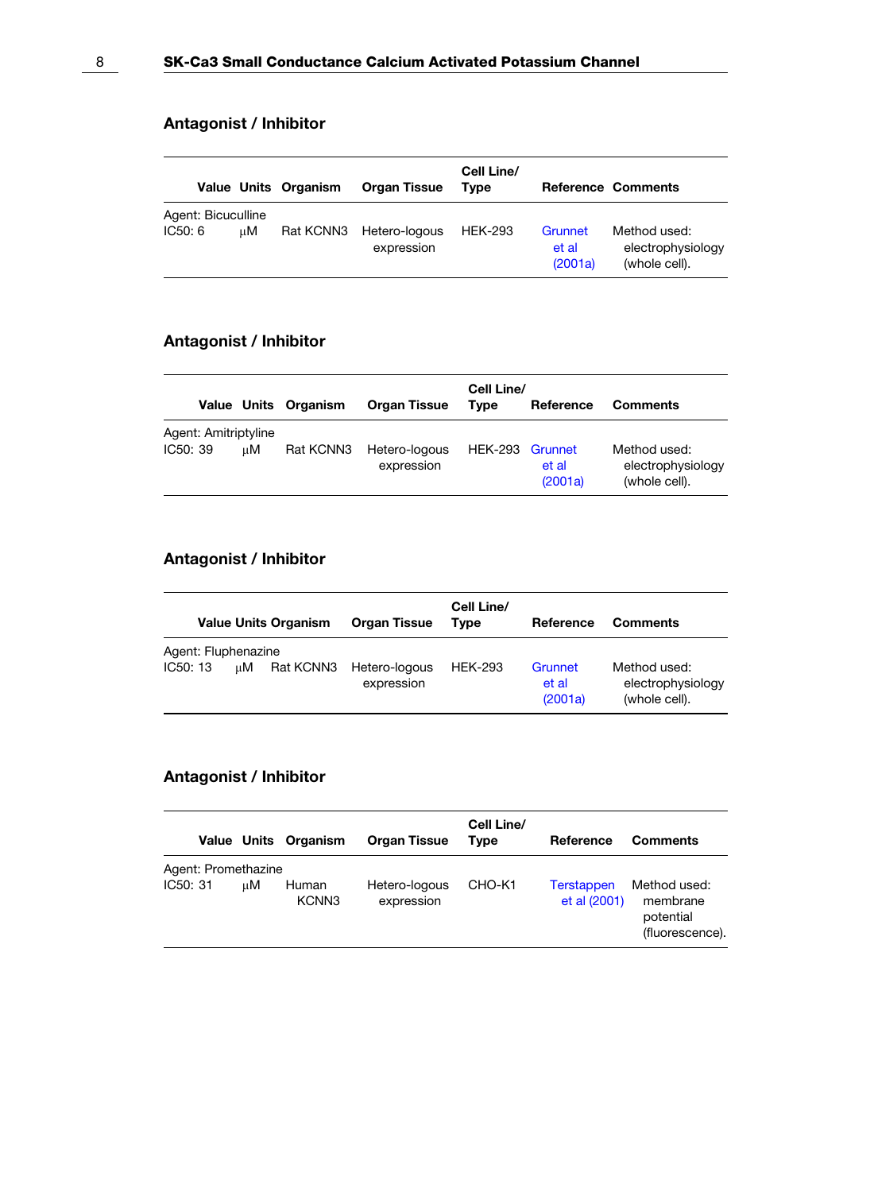## Antagonist / Inhibitor

| Value | Units | Organism | Organ Tissue | Cell Line/ Type | Reference | Comments |
|---|---|---|---|---|---|---|
| Agent: Bicuculline | | | | | | |
| IC50: 6 | μM | Rat KCNN3 | Hetero-logous expression | HEK-293 | Grunnet et al (2001a) | Method used: electrophysiology (whole cell). |

## Antagonist / Inhibitor

| Value | Units | Organism | Organ Tissue | Cell Line/ Type | Reference | Comments |
|---|---|---|---|---|---|---|
| Agent: Amitriptyline | | | | | | |
| IC50: 39 | μM | Rat KCNN3 | Hetero-logous expression | HEK-293 | Grunnet et al (2001a) | Method used: electrophysiology (whole cell). |

## Antagonist / Inhibitor

| Value | Units | Organism | Organ Tissue | Cell Line/ Type | Reference | Comments |
|---|---|---|---|---|---|---|
| Agent: Fluphenazine | | | | | | |
| IC50: 13 | μM | Rat KCNN3 | Hetero-logous expression | HEK-293 | Grunnet et al (2001a) | Method used: electrophysiology (whole cell). |

## Antagonist / Inhibitor

| Value | Units | Organism | Organ Tissue | Cell Line/ Type | Reference | Comments |
|---|---|---|---|---|---|---|
| Agent: Promethazine | | | | | | |
| IC50: 31 | μM | Human KCNN3 | Hetero-logous expression | CHO-K1 | Terstappen et al (2001) | Method used: membrane potential (fluorescence). |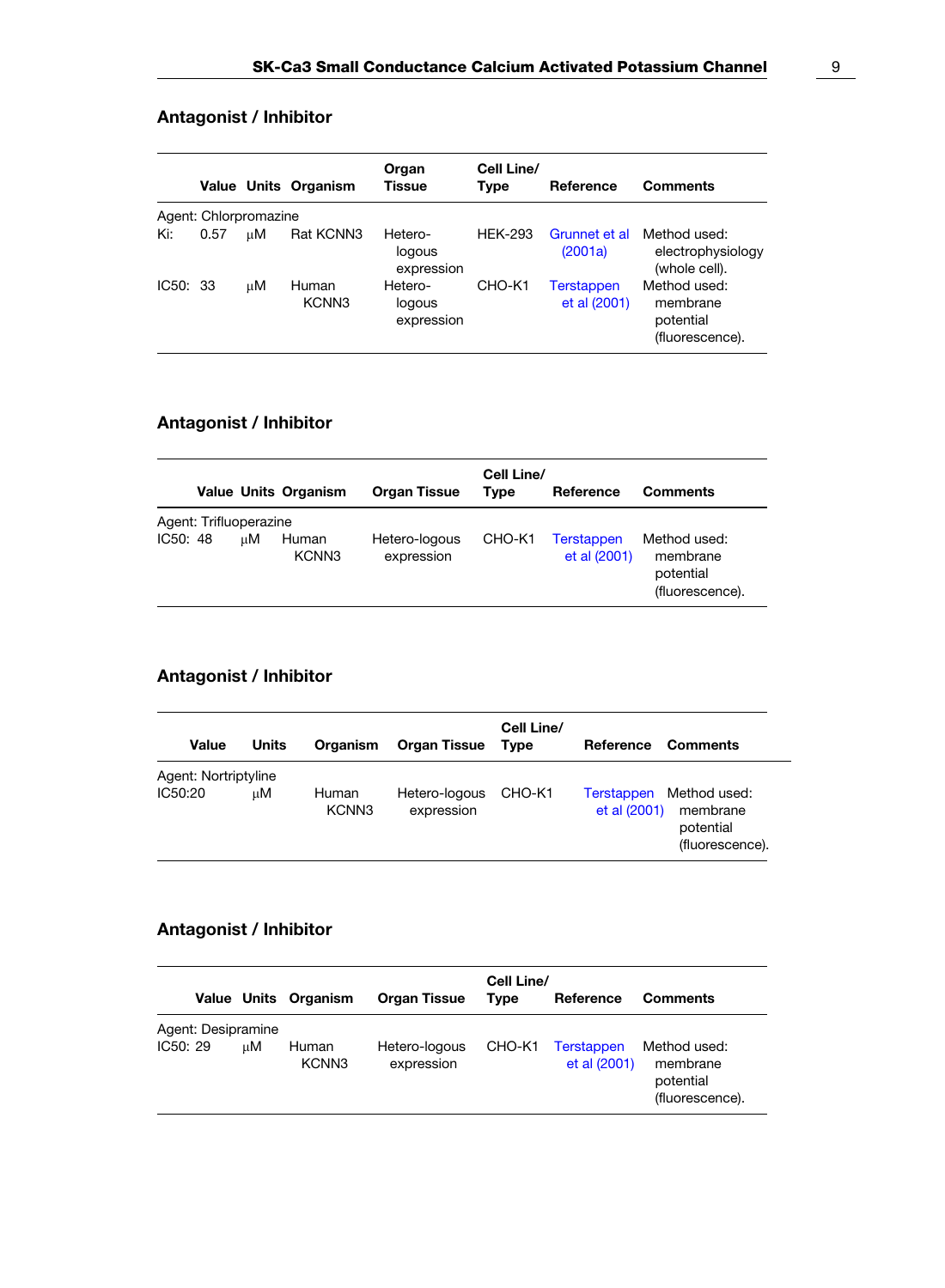## Antagonist / Inhibitor

| | Value | Units | Organism | Organ Tissue | Cell Line/ Type | Reference | Comments |
|---|---|---|---|---|---|---|---|
| Agent: Chlorpromazine | | | | | | | |
| Ki: | 0.57 | μM | Rat KCNN3 | Hetero-logous expression | HEK-293 | Grunnet et al (2001a) | Method used: electrophysiology (whole cell). |
| IC50: | 33 | μM | Human KCNN3 | Hetero-logous expression | CHO-K1 | Terstappen et al (2001) | Method used: membrane potential (fluorescence). |

## Antagonist / Inhibitor

| | Value | Units | Organism | Organ Tissue | Cell Line/ Type | Reference | Comments |
|---|---|---|---|---|---|---|---|
| Agent: Trifluoperazine | | | | | | | |
| IC50: | 48 | μM | Human KCNN3 | Hetero-logous expression | CHO-K1 | Terstappen et al (2001) | Method used: membrane potential (fluorescence). |

## Antagonist / Inhibitor

| | Value | Units | Organism | Organ Tissue | Cell Line/ Type | Reference | Comments |
|---|---|---|---|---|---|---|---|
| Agent: Nortriptyline | | | | | | | |
| IC50: | 20 | μM | Human KCNN3 | Hetero-logous expression | CHO-K1 | Terstappen et al (2001) | Method used: membrane potential (fluorescence). |

## Antagonist / Inhibitor

| | Value | Units | Organism | Organ Tissue | Cell Line/ Type | Reference | Comments |
|---|---|---|---|---|---|---|---|
| Agent: Desipramine | | | | | | | |
| IC50: | 29 | μM | Human KCNN3 | Hetero-logous expression | CHO-K1 | Terstappen et al (2001) | Method used: membrane potential (fluorescence). |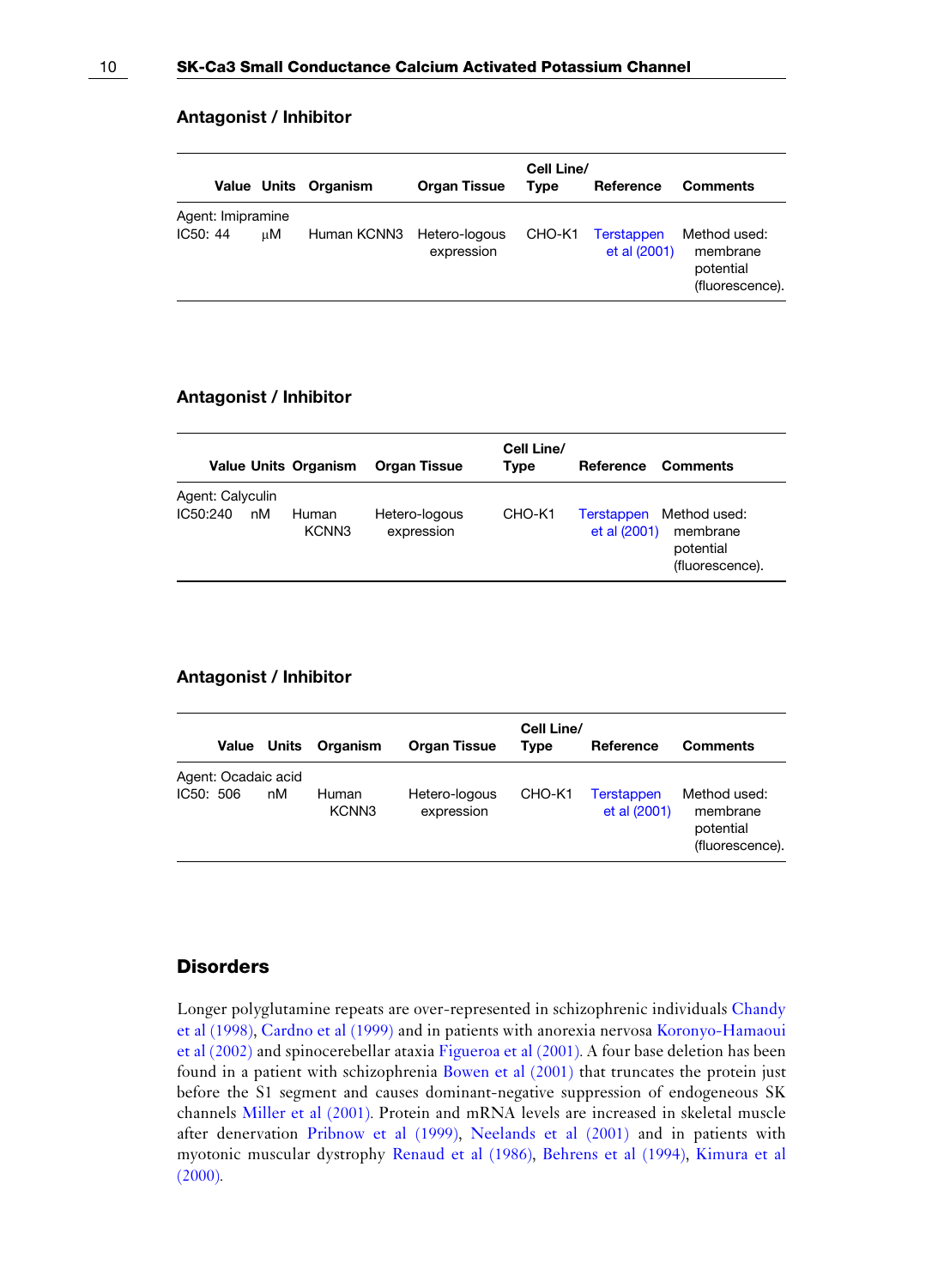## Antagonist / Inhibitor

| Value | Units | Organism | Organ Tissue | Cell Line/ Type | Reference | Comments |
|---|---|---|---|---|---|---|
| Agent: Imipramine | | | | | | |
| IC50: 44 | μM | Human KCNN3 | Hetero-logous expression | CHO-K1 | Terstappen et al (2001) | Method used: membrane potential (fluorescence). |

## Antagonist / Inhibitor

| Value | Units | Organism | Organ Tissue | Cell Line/ Type | Reference | Comments |
|---|---|---|---|---|---|---|
| Agent: Calyculin | | | | | | |
| IC50:240 | nM | Human KCNN3 | Hetero-logous expression | CHO-K1 | Terstappen et al (2001) | Method used: membrane potential (fluorescence). |

## Antagonist / Inhibitor

| Value | Units | Organism | Organ Tissue | Cell Line/ Type | Reference | Comments |
|---|---|---|---|---|---|---|
| Agent: Ocadaic acid | | | | | | |
| IC50: 506 | nM | Human KCNN3 | Hetero-logous expression | CHO-K1 | Terstappen et al (2001) | Method used: membrane potential (fluorescence). |

## Disorders

Longer polyglutamine repeats are over-represented in schizophrenic individuals Chandy et al (1998), Cardno et al (1999) and in patients with anorexia nervosa Koronyo-Hamaoui et al (2002) and spinocerebellar ataxia Figueroa et al (2001). A four base deletion has been found in a patient with schizophrenia Bowen et al (2001) that truncates the protein just before the S1 segment and causes dominant-negative suppression of endogeneous SK channels Miller et al (2001). Protein and mRNA levels are increased in skeletal muscle after denervation Pribnow et al (1999), Neelands et al (2001) and in patients with myotonic muscular dystrophy Renaud et al (1986), Behrens et al (1994), Kimura et al (2000).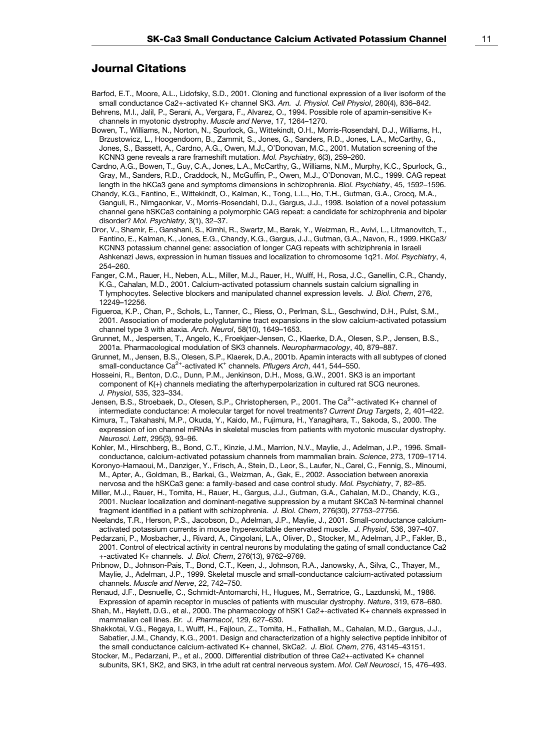## Journal Citations

Barfod, E.T., Moore, A.L., Lidofsky, S.D., 2001. Cloning and functional expression of a liver isoform of the small conductance Ca2+-activated K+ channel SK3. *Am. J. Physiol. Cell Physiol*, 280(4), 836–842.

Behrens, M.I., Jalil, P., Serani, A., Vergara, F., Alvarez, O., 1994. Possible role of apamin-sensitive K+ channels in myotonic dystrophy. *Muscle and Nerve*, 17, 1264–1270.

Bowen, T., Williams, N., Norton, N., Spurlock, G., Wittekindt, O.H., Morris-Rosendahl, D.J., Williams, H., Brzustowicz, L., Hoogendoorn, B., Zammit, S., Jones, G., Sanders, R.D., Jones, L.A., McCarthy, G., Jones, S., Bassett, A., Cardno, A.G., Owen, M.J., O'Donovan, M.C., 2001. Mutation screening of the KCNN3 gene reveals a rare frameshift mutation. *Mol. Psychiatry*, 6(3), 259–260.

Cardno, A.G., Bowen, T., Guy, C.A., Jones, L.A., McCarthy, G., Williams, N.M., Murphy, K.C., Spurlock, G., Gray, M., Sanders, R.D., Craddock, N., McGuffin, P., Owen, M.J., O'Donovan, M.C., 1999. CAG repeat length in the hKCa3 gene and symptoms dimensions in schizophrenia. *Biol. Psychiatry*, 45, 1592–1596.

Chandy, K.G., Fantino, E., Wittekindt, O., Kalman, K., Tong, L.L., Ho, T.H., Gutman, G.A., Crocq, M.A., Ganguli, R., Nimgaonkar, V., Morris-Rosendahl, D.J., Gargus, J.J., 1998. Isolation of a novel potassium channel gene hSKCa3 containing a polymorphic CAG repeat: a candidate for schizophrenia and bipolar disorder? *Mol. Psychiatry*, 3(1), 32–37.

Dror, V., Shamir, E., Ganshani, S., Kimhi, R., Swartz, M., Barak, Y., Weizman, R., Avivi, L., Litmanovitch, T., Fantino, E., Kalman, K., Jones, E.G., Chandy, K.G., Gargus, J.J., Gutman, G.A., Navon, R., 1999. HKCa3/KCNN3 potassium channel gene: association of longer CAG repeats with schiziphrenia in Israeli Ashkenazi Jews, expression in human tissues and localization to chromosome 1q21. *Mol. Psychiatry*, 4, 254–260.

Fanger, C.M., Rauer, H., Neben, A.L., Miller, M.J., Rauer, H., Wulff, H., Rosa, J.C., Ganellin, C.R., Chandy, K.G., Cahalan, M.D., 2001. Calcium-activated potassium channels sustain calcium signalling in T lymphocytes. Selective blockers and manipulated channel expression levels. *J. Biol. Chem*, 276, 12249–12256.

Figueroa, K.P., Chan, P., Schols, L., Tanner, C., Riess, O., Perlman, S.L., Geschwind, D.H., Pulst, S.M., 2001. Association of moderate polyglutamine tract expansions in the slow calcium-activated potassium channel type 3 with ataxia. *Arch. Neurol*, 58(10), 1649–1653.

Grunnet, M., Jespersen, T., Angelo, K., Froekjaer-Jensen, C., Klaerke, D.A., Olesen, S.P., Jensen, B.S., 2001a. Pharmacological modulation of SK3 channels. *Neuropharmacology*, 40, 879–887.

Grunnet, M., Jensen, B.S., Olesen, S.P., Klaerek, D.A., 2001b. Apamin interacts with all subtypes of cloned small-conductance $Ca^{2+}$-activated $K^+$ channels. *Pflugers Arch*, 441, 544–550.

Hosseini, R., Benton, D.C., Dunn, P.M., Jenkinson, D.H., Moss, G.W., 2001. SK3 is an important component of K(+) channels mediating the afterhyperpolarization in cultured rat SCG neurones. *J. Physiol*, 535, 323–334.

Jensen, B.S., Stroebaek, D., Olesen, S.P., Christophersen, P., 2001. The $Ca^{2+}$-activated K+ channel of intermediate conductance: A molecular target for novel treatments? *Current Drug Targets*, 2, 401–422.

Kimura, T., Takahashi, M.P., Okuda, Y., Kaido, M., Fujimura, H., Yanagihara, T., Sakoda, S., 2000. The expression of ion channel mRNAs in skeletal muscles from patients with myotonic muscular dystrophy. *Neurosci. Lett*, 295(3), 93–96.

Kohler, M., Hirschberg, B., Bond, C.T., Kinzie, J.M., Marrion, N.V., Maylie, J., Adelman, J.P., 1996. Small-conductance, calcium-activated potassium channels from mammalian brain. *Science*, 273, 1709–1714.

Koronyo-Hamaoui, M., Danziger, Y., Frisch, A., Stein, D., Leor, S., Laufer, N., Carel, C., Fennig, S., Minoumi, M., Apter, A., Goldman, B., Barkai, G., Weizman, A., Gak, E., 2002. Association between anorexia nervosa and the hSKCa3 gene: a family-based and case control study. *Mol. Psychiatry*, 7, 82–85.

Miller, M.J., Rauer, H., Tomita, H., Rauer, H., Gargus, J.J., Gutman, G.A., Cahalan, M.D., Chandy, K.G., 2001. Nuclear localization and dominant-negative suppression by a mutant SKCa3 N-terminal channel fragment identified in a patient with schizophrenia. *J. Biol. Chem*, 276(30), 27753–27756.

Neelands, T.R., Herson, P.S., Jacobson, D., Adelman, J.P., Maylie, J., 2001. Small-conductance calcium-activated potassium currents in mouse hyperexcitable denervated muscle. *J. Physiol*, 536, 397–407.

Pedarzani, P., Mosbacher, J., Rivard, A., Cingolani, L.A., Oliver, D., Stocker, M., Adelman, J.P., Fakler, B., 2001. Control of electrical activity in central neurons by modulating the gating of small conductance Ca2+-activated K+ channels. *J. Biol. Chem*, 276(13), 9762–9769.

Pribnow, D., Johnson-Pais, T., Bond, C.T., Keen, J., Johnson, R.A., Janowsky, A., Silva, C., Thayer, M., Maylie, J., Adelman, J.P., 1999. Skeletal muscle and small-conductance calcium-activated potassium channels. *Muscle and Nerve*, 22, 742–750.

Renaud, J.F., Desnuelle, C., Schmidt-Antomarchi, H., Hugues, M., Serratrice, G., Lazdunski, M., 1986. Expression of apamin receptor in muscles of patients with muscular dystrophy. *Nature*, 319, 678–680.

Shah, M., Haylett, D.G., et al., 2000. The pharmacology of hSK1 Ca2+-activated K+ channels expressed in mammalian cell lines. *Br. J. Pharmacol*, 129, 627–630.

Shakkotai, V.G., Regaya, I., Wulff, H., Fajloun, Z., Tomita, H., Fathallah, M., Cahalan, M.D., Gargus, J.J., Sabatier, J.M., Chandy, K.G., 2001. Design and characterization of a highly selective peptide inhibitor of the small conductance calcium-activated K+ channel, SkCa2. *J. Biol. Chem*, 276, 43145–43151.

Stocker, M., Pedarzani, P., et al., 2000. Differential distribution of three Ca2+-activated K+ channel subunits, SK1, SK2, and SK3, in trhe adult rat central nerveous system. *Mol. Cell Neurosci*, 15, 476–493.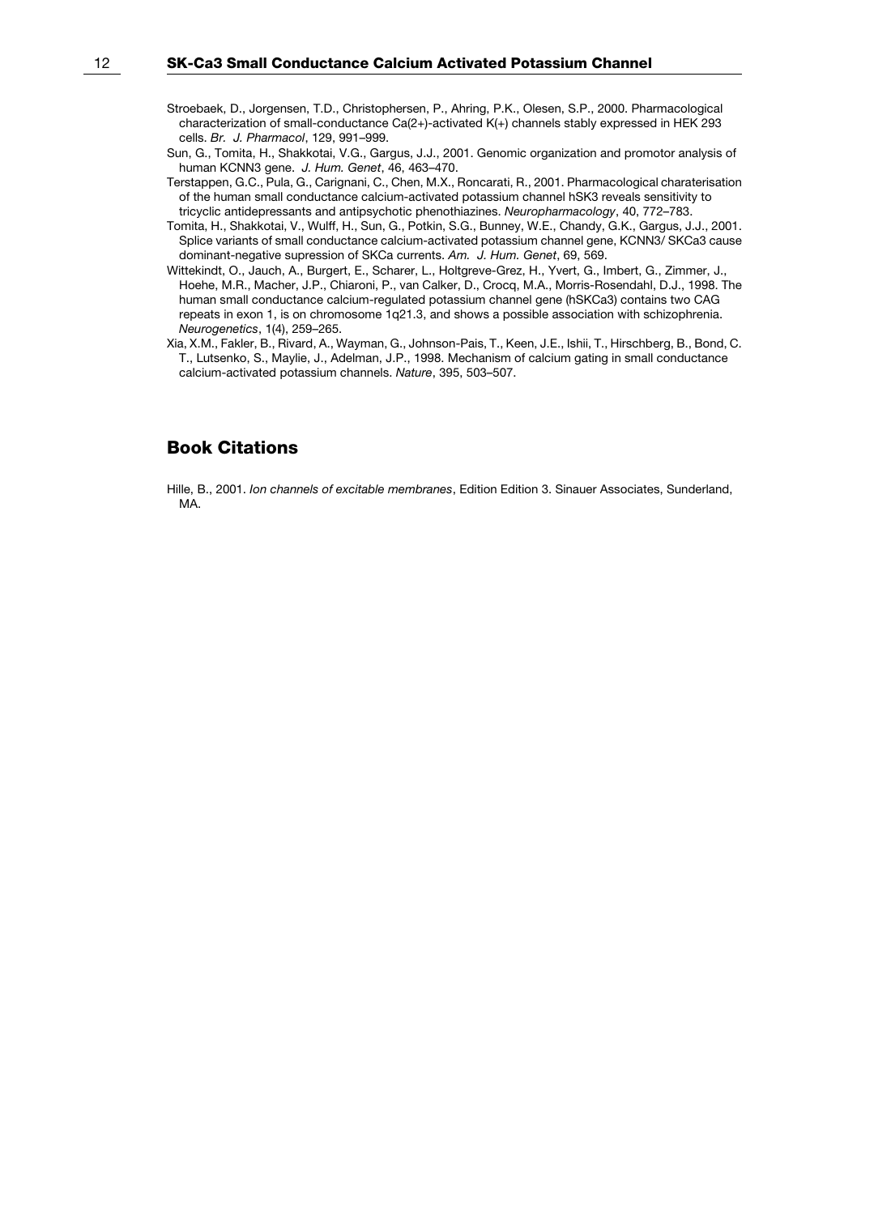Stroebaek, D., Jorgensen, T.D., Christophersen, P., Ahring, P.K., Olesen, S.P., 2000. Pharmacological characterization of small-conductance Ca(2+)-activated K(+) channels stably expressed in HEK 293 cells. *Br. J. Pharmacol*, 129, 991–999.

Sun, G., Tomita, H., Shakkotai, V.G., Gargus, J.J., 2001. Genomic organization and promotor analysis of human KCNN3 gene. *J. Hum. Genet*, 46, 463–470.

Terstappen, G.C., Pula, G., Carignani, C., Chen, M.X., Roncarati, R., 2001. Pharmacological charaterisation of the human small conductance calcium-activated potassium channel hSK3 reveals sensitivity to tricyclic antidepressants and antipsychotic phenothiazines. *Neuropharmacology*, 40, 772–783.

Tomita, H., Shakkotai, V., Wulff, H., Sun, G., Potkin, S.G., Bunney, W.E., Chandy, G.K., Gargus, J.J., 2001. Splice variants of small conductance calcium-activated potassium channel gene, KCNN3/ SKCa3 cause dominant-negative supression of SKCa currents. *Am. J. Hum. Genet*, 69, 569.

Wittekindt, O., Jauch, A., Burgert, E., Scharer, L., Holtgreve-Grez, H., Yvert, G., Imbert, G., Zimmer, J., Hoehe, M.R., Macher, J.P., Chiaroni, P., van Calker, D., Crocq, M.A., Morris-Rosendahl, D.J., 1998. The human small conductance calcium-regulated potassium channel gene (hSKCa3) contains two CAG repeats in exon 1, is on chromosome 1q21.3, and shows a possible association with schizophrenia. *Neurogenetics*, 1(4), 259–265.

Xia, X.M., Fakler, B., Rivard, A., Wayman, G., Johnson-Pais, T., Keen, J.E., Ishii, T., Hirschberg, B., Bond, C. T., Lutsenko, S., Maylie, J., Adelman, J.P., 1998. Mechanism of calcium gating in small conductance calcium-activated potassium channels. *Nature*, 395, 503–507.

## Book Citations

Hille, B., 2001. *Ion channels of excitable membranes*, Edition Edition 3. Sinauer Associates, Sunderland, MA.